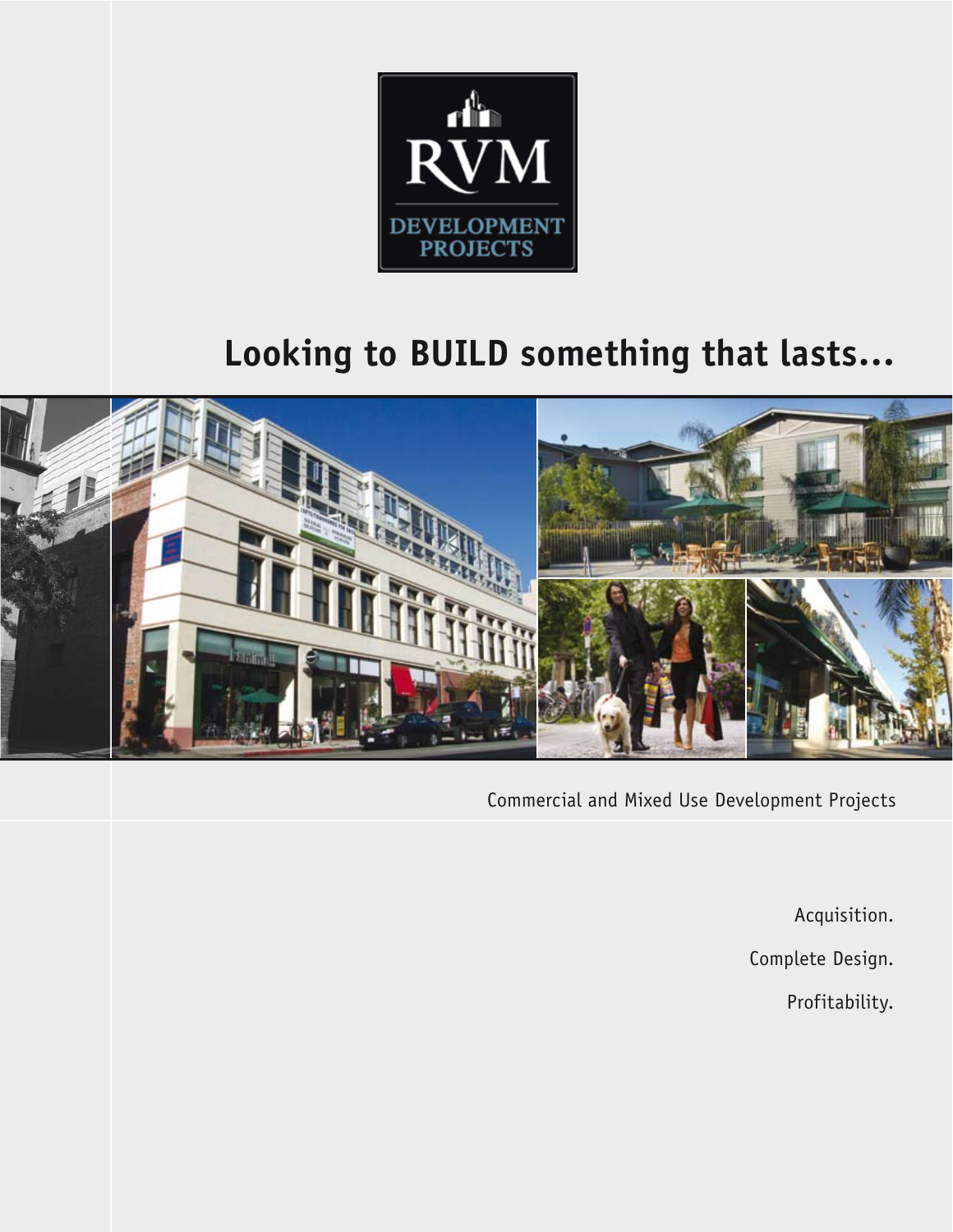RVM

DEVELOPMENT PROJECTS

# Looking to BUILD something that lasts...

Commercial and Mixed Use Development Projects

Acquisition.

Complete Design.

Profitability.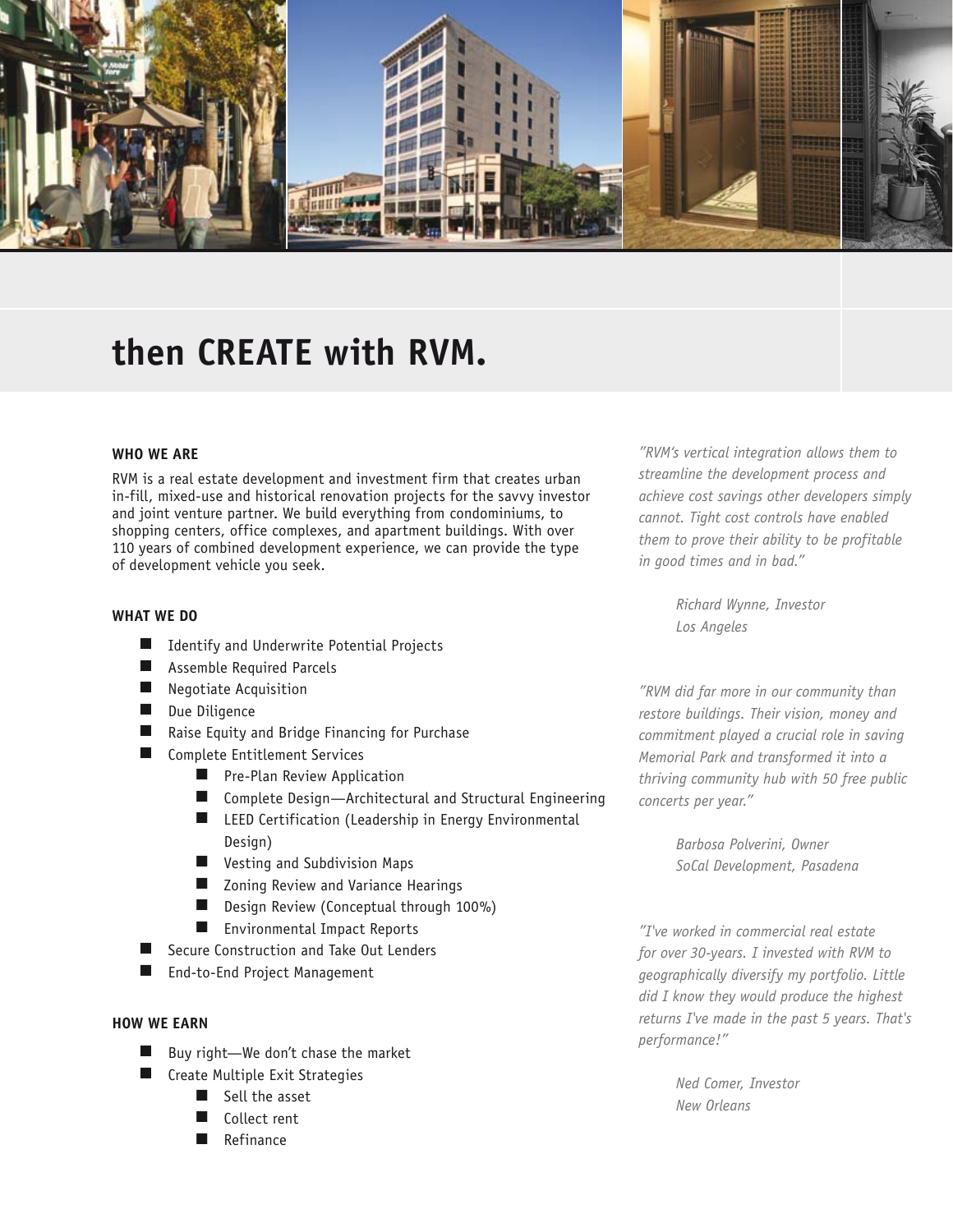# then CREATE with RVM.

## WHO WE ARE

RVM is a real estate development and investment firm that creates urban in-fill, mixed-use and historical renovation projects for the savvy investor and joint venture partner. We build everything from condominiums, to shopping centers, office complexes, and apartment buildings. With over 110 years of combined development experience, we can provide the type of development vehicle you seek.

## WHAT WE DO

- Identify and Underwrite Potential Projects
- Assemble Required Parcels
- Negotiate Acquisition
- Due Diligence
- Raise Equity and Bridge Financing for Purchase
- Complete Entitlement Services
  - Pre-Plan Review Application
  - Complete Design—Architectural and Structural Engineering
  - LEED Certification (Leadership in Energy Environmental Design)
  - Vesting and Subdivision Maps
  - Zoning Review and Variance Hearings
  - Design Review (Conceptual through 100%)
  - Environmental Impact Reports
- Secure Construction and Take Out Lenders
- End-to-End Project Management

## HOW WE EARN

- Buy right—We don't chase the market
- Create Multiple Exit Strategies
  - Sell the asset
  - Collect rent
  - Refinance

*"RVM's vertical integration allows them to streamline the development process and achieve cost savings other developers simply cannot. Tight cost controls have enabled them to prove their ability to be profitable in good times and in bad."*

*Richard Wynne, Investor*
*Los Angeles*

*"RVM did far more in our community than restore buildings. Their vision, money and commitment played a crucial role in saving Memorial Park and transformed it into a thriving community hub with 50 free public concerts per year."*

*Barbosa Polverini, Owner*
*SoCal Development, Pasadena*

*"I've worked in commercial real estate for over 30-years. I invested with RVM to geographically diversify my portfolio. Little did I know they would produce the highest returns I've made in the past 5 years. That's performance!"*

*Ned Comer, Investor*
*New Orleans*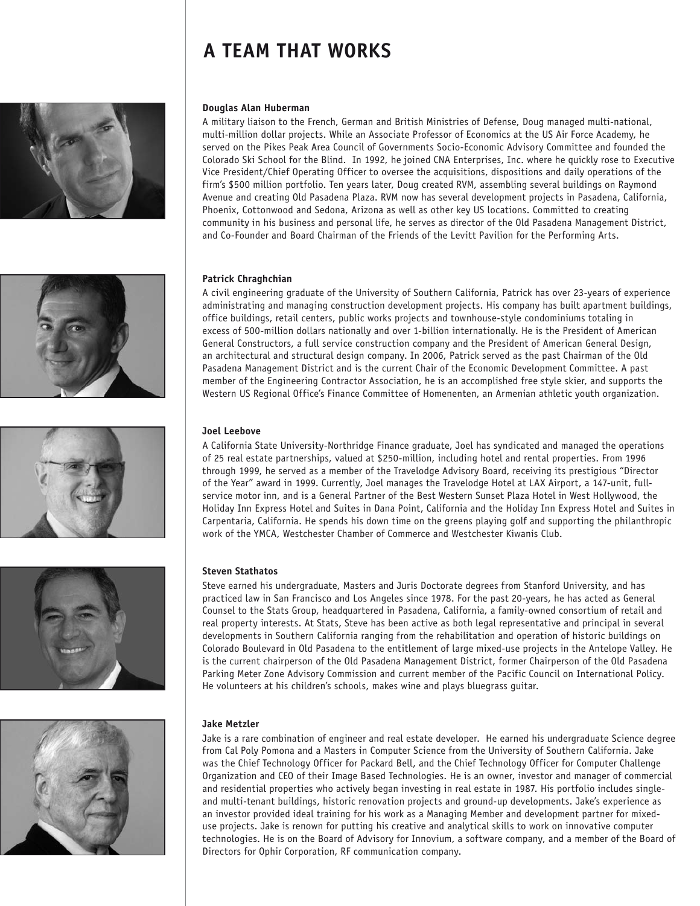# A TEAM THAT WORKS

**Douglas Alan Huberman**

A military liaison to the French, German and British Ministries of Defense, Doug managed multi-national, multi-million dollar projects. While an Associate Professor of Economics at the US Air Force Academy, he served on the Pikes Peak Area Council of Governments Socio-Economic Advisory Committee and founded the Colorado Ski School for the Blind. In 1992, he joined CNA Enterprises, Inc. where he quickly rose to Executive Vice President/Chief Operating Officer to oversee the acquisitions, dispositions and daily operations of the firm's $500 million portfolio. Ten years later, Doug created RVM, assembling several buildings on Raymond Avenue and creating Old Pasadena Plaza. RVM now has several development projects in Pasadena, California, Phoenix, Cottonwood and Sedona, Arizona as well as other key US locations. Committed to creating community in his business and personal life, he serves as director of the Old Pasadena Management District, and Co-Founder and Board Chairman of the Friends of the Levitt Pavilion for the Performing Arts.

**Patrick Chraghchian**

A civil engineering graduate of the University of Southern California, Patrick has over 23-years of experience administrating and managing construction development projects. His company has built apartment buildings, office buildings, retail centers, public works projects and townhouse-style condominiums totaling in excess of 500-million dollars nationally and over 1-billion internationally. He is the President of American General Constructors, a full service construction company and the President of American General Design, an architectural and structural design company. In 2006, Patrick served as the past Chairman of the Old Pasadena Management District and is the current Chair of the Economic Development Committee. A past member of the Engineering Contractor Association, he is an accomplished free style skier, and supports the Western US Regional Office's Finance Committee of Homenenten, an Armenian athletic youth organization.

**Joel Leebove**

A California State University-Northridge Finance graduate, Joel has syndicated and managed the operations of 25 real estate partnerships, valued at $250-million, including hotel and rental properties. From 1996 through 1999, he served as a member of the Travelodge Advisory Board, receiving its prestigious "Director of the Year" award in 1999. Currently, Joel manages the Travelodge Hotel at LAX Airport, a 147-unit, full-service motor inn, and is a General Partner of the Best Western Sunset Plaza Hotel in West Hollywood, the Holiday Inn Express Hotel and Suites in Dana Point, California and the Holiday Inn Express Hotel and Suites in Carpentaria, California. He spends his down time on the greens playing golf and supporting the philanthropic work of the YMCA, Westchester Chamber of Commerce and Westchester Kiwanis Club.

**Steven Stathatos**

Steve earned his undergraduate, Masters and Juris Doctorate degrees from Stanford University, and has practiced law in San Francisco and Los Angeles since 1978. For the past 20-years, he has acted as General Counsel to the Stats Group, headquartered in Pasadena, California, a family-owned consortium of retail and real property interests. At Stats, Steve has been active as both legal representative and principal in several developments in Southern California ranging from the rehabilitation and operation of historic buildings on Colorado Boulevard in Old Pasadena to the entitlement of large mixed-use projects in the Antelope Valley. He is the current chairperson of the Old Pasadena Management District, former Chairperson of the Old Pasadena Parking Meter Zone Advisory Commission and current member of the Pacific Council on International Policy. He volunteers at his children's schools, makes wine and plays bluegrass guitar.

**Jake Metzler**

Jake is a rare combination of engineer and real estate developer. He earned his undergraduate Science degree from Cal Poly Pomona and a Masters in Computer Science from the University of Southern California. Jake was the Chief Technology Officer for Packard Bell, and the Chief Technology Officer for Computer Challenge Organization and CEO of their Image Based Technologies. He is an owner, investor and manager of commercial and residential properties who actively began investing in real estate in 1987. His portfolio includes single- and multi-tenant buildings, historic renovation projects and ground-up developments. Jake's experience as an investor provided ideal training for his work as a Managing Member and development partner for mixed-use projects. Jake is renown for putting his creative and analytical skills to work on innovative computer technologies. He is on the Board of Advisory for Innovium, a software company, and a member of the Board of Directors for Ophir Corporation, RF communication company.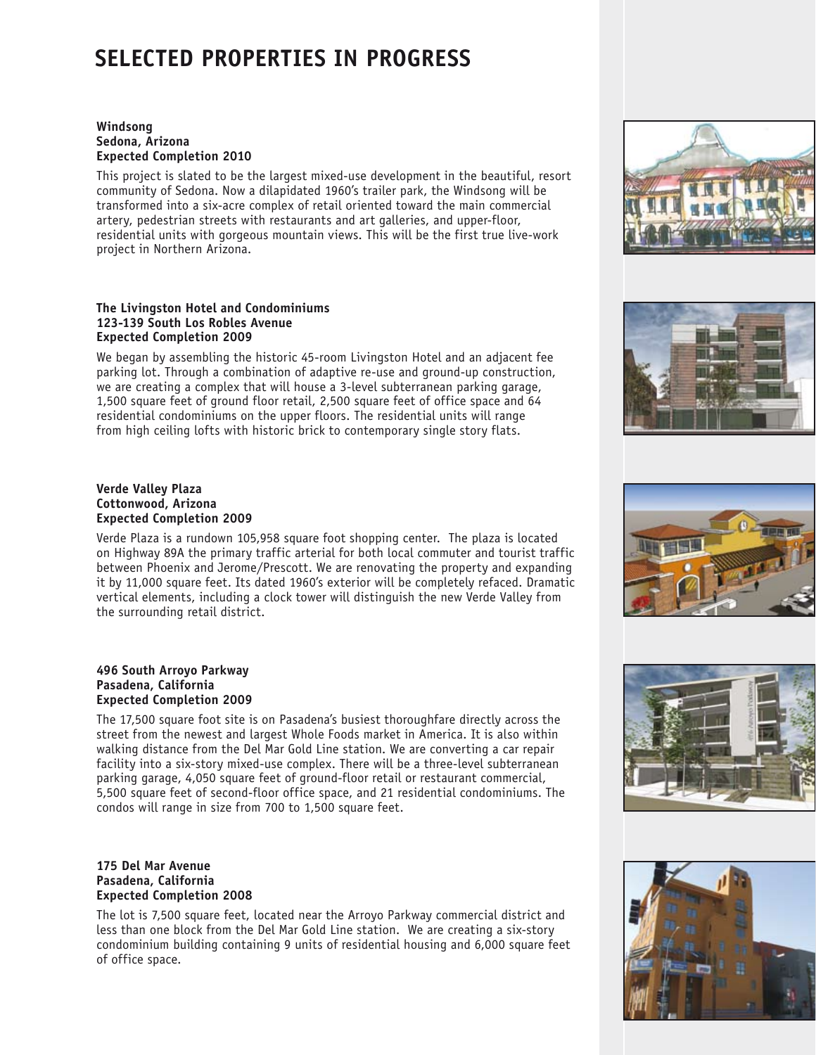# SELECTED PROPERTIES IN PROGRESS

**Windsong**
**Sedona, Arizona**
**Expected Completion 2010**

This project is slated to be the largest mixed-use development in the beautiful, resort community of Sedona. Now a dilapidated 1960's trailer park, the Windsong will be transformed into a six-acre complex of retail oriented toward the main commercial artery, pedestrian streets with restaurants and art galleries, and upper-floor, residential units with gorgeous mountain views. This will be the first true live-work project in Northern Arizona.

**The Livingston Hotel and Condominiums**
**123-139 South Los Robles Avenue**
**Expected Completion 2009**

We began by assembling the historic 45-room Livingston Hotel and an adjacent fee parking lot. Through a combination of adaptive re-use and ground-up construction, we are creating a complex that will house a 3-level subterranean parking garage, 1,500 square feet of ground floor retail, 2,500 square feet of office space and 64 residential condominiums on the upper floors. The residential units will range from high ceiling lofts with historic brick to contemporary single story flats.

**Verde Valley Plaza**
**Cottonwood, Arizona**
**Expected Completion 2009**

Verde Plaza is a rundown 105,958 square foot shopping center. The plaza is located on Highway 89A the primary traffic arterial for both local commuter and tourist traffic between Phoenix and Jerome/Prescott. We are renovating the property and expanding it by 11,000 square feet. Its dated 1960's exterior will be completely refaced. Dramatic vertical elements, including a clock tower will distinguish the new Verde Valley from the surrounding retail district.

**496 South Arroyo Parkway**
**Pasadena, California**
**Expected Completion 2009**

The 17,500 square foot site is on Pasadena's busiest thoroughfare directly across the street from the newest and largest Whole Foods market in America. It is also within walking distance from the Del Mar Gold Line station. We are converting a car repair facility into a six-story mixed-use complex. There will be a three-level subterranean parking garage, 4,050 square feet of ground-floor retail or restaurant commercial, 5,500 square feet of second-floor office space, and 21 residential condominiums. The condos will range in size from 700 to 1,500 square feet.

**175 Del Mar Avenue**
**Pasadena, California**
**Expected Completion 2008**

The lot is 7,500 square feet, located near the Arroyo Parkway commercial district and less than one block from the Del Mar Gold Line station. We are creating a six-story condominium building containing 9 units of residential housing and 6,000 square feet of office space.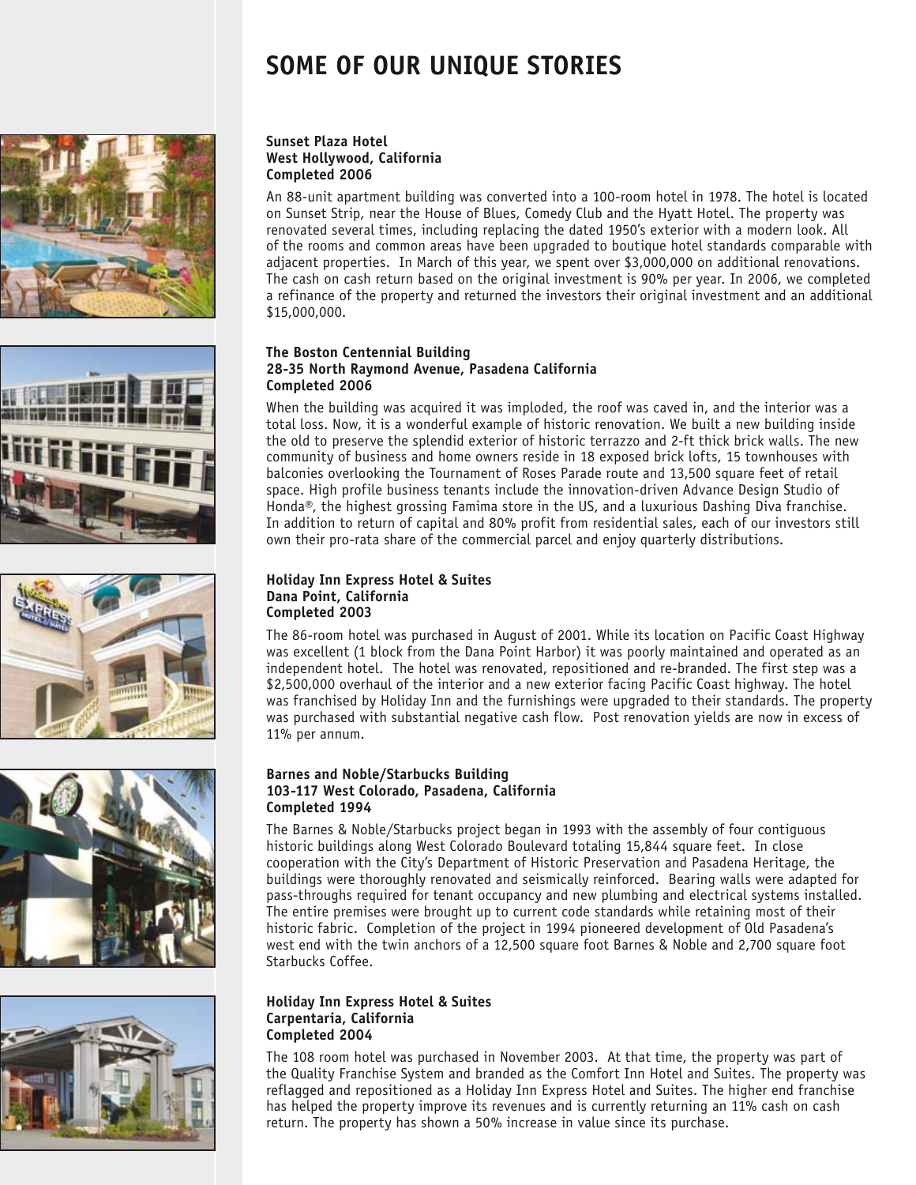# SOME OF OUR UNIQUE STORIES

**Sunset Plaza Hotel**
**West Hollywood, California**
**Completed 2006**

An 88-unit apartment building was converted into a 100-room hotel in 1978. The hotel is located on Sunset Strip, near the House of Blues, Comedy Club and the Hyatt Hotel. The property was renovated several times, including replacing the dated 1950's exterior with a modern look. All of the rooms and common areas have been upgraded to boutique hotel standards comparable with adjacent properties. In March of this year, we spent over $3,000,000 on additional renovations. The cash on cash return based on the original investment is 90% per year. In 2006, we completed a refinance of the property and returned the investors their original investment and an additional $15,000,000.

**The Boston Centennial Building**
**28-35 North Raymond Avenue, Pasadena California**
**Completed 2006**

When the building was acquired it was imploded, the roof was caved in, and the interior was a total loss. Now, it is a wonderful example of historic renovation. We built a new building inside the old to preserve the splendid exterior of historic terrazzo and 2-ft thick brick walls. The new community of business and home owners reside in 18 exposed brick lofts, 15 townhouses with balconies overlooking the Tournament of Roses Parade route and 13,500 square feet of retail space. High profile business tenants include the innovation-driven Advance Design Studio of Honda®, the highest grossing Famima store in the US, and a luxurious Dashing Diva franchise. In addition to return of capital and 80% profit from residential sales, each of our investors still own their pro-rata share of the commercial parcel and enjoy quarterly distributions.

**Holiday Inn Express Hotel & Suites**
**Dana Point, California**
**Completed 2003**

The 86-room hotel was purchased in August of 2001. While its location on Pacific Coast Highway was excellent (1 block from the Dana Point Harbor) it was poorly maintained and operated as an independent hotel. The hotel was renovated, repositioned and re-branded. The first step was a $2,500,000 overhaul of the interior and a new exterior facing Pacific Coast highway. The hotel was franchised by Holiday Inn and the furnishings were upgraded to their standards. The property was purchased with substantial negative cash flow. Post renovation yields are now in excess of 11% per annum.

**Barnes and Noble/Starbucks Building**
**103-117 West Colorado, Pasadena, California**
**Completed 1994**

The Barnes & Noble/Starbucks project began in 1993 with the assembly of four contiguous historic buildings along West Colorado Boulevard totaling 15,844 square feet. In close cooperation with the City's Department of Historic Preservation and Pasadena Heritage, the buildings were thoroughly renovated and seismically reinforced. Bearing walls were adapted for pass-throughs required for tenant occupancy and new plumbing and electrical systems installed. The entire premises were brought up to current code standards while retaining most of their historic fabric. Completion of the project in 1994 pioneered development of Old Pasadena's west end with the twin anchors of a 12,500 square foot Barnes & Noble and 2,700 square foot Starbucks Coffee.

**Holiday Inn Express Hotel & Suites**
**Carpentaria, California**
**Completed 2004**

The 108 room hotel was purchased in November 2003. At that time, the property was part of the Quality Franchise System and branded as the Comfort Inn Hotel and Suites. The property was reflagged and repositioned as a Holiday Inn Express Hotel and Suites. The higher end franchise has helped the property improve its revenues and is currently returning an 11% cash on cash return. The property has shown a 50% increase in value since its purchase.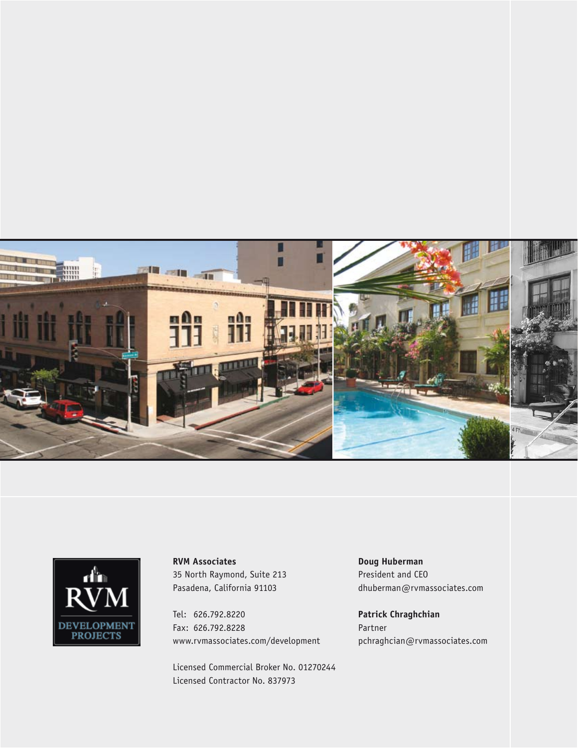RVM DEVELOPMENT PROJECTS

**RVM Associates**
35 North Raymond, Suite 213
Pasadena, California 91103

Tel: 626.792.8220
Fax: 626.792.8228
www.rvmassociates.com/development

Licensed Commercial Broker No. 01270244
Licensed Contractor No. 837973

**Doug Huberman**
President and CEO
dhuberman@rvmassociates.com

**Patrick Chraghchian**
Partner
pchraghcian@rvmassociates.com